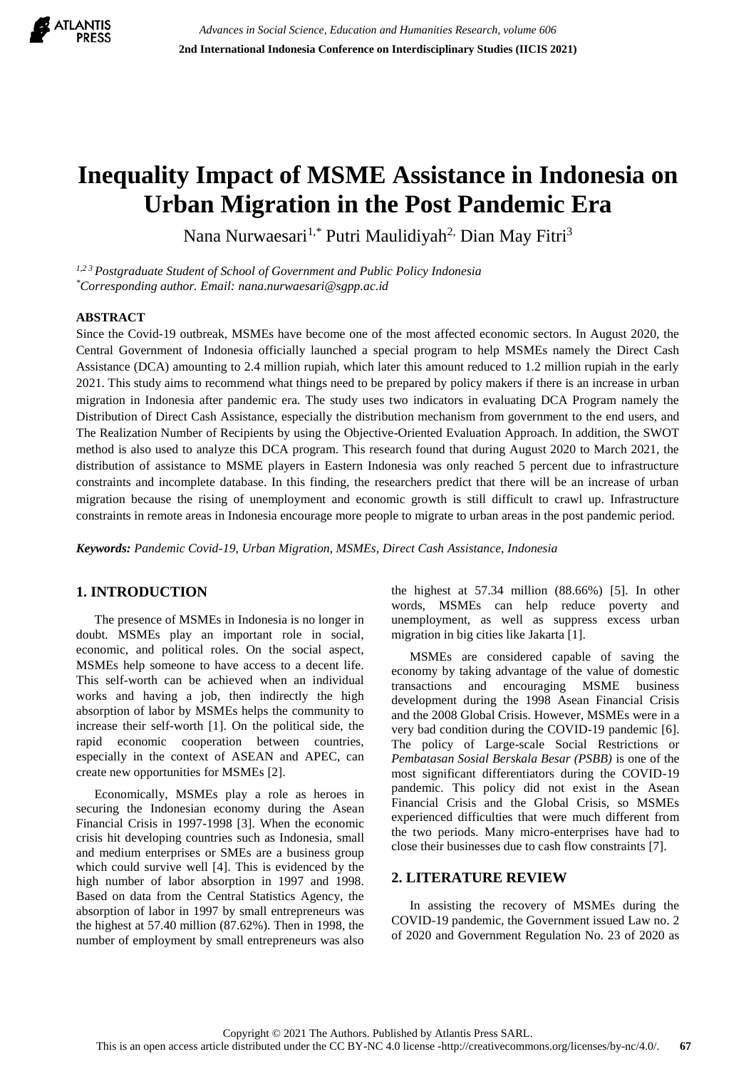# Inequality Impact of MSME Assistance in Indonesia on Urban Migration in the Post Pandemic Era

Nana Nurwaesari[1,*] Putri Maulidiyah[2,] Dian May Fitri[3]

*[1,2 3] Postgraduate Student of School of Government and Public Policy Indonesia*
*[*]Corresponding author. Email: nana.nurwaesari@sgpp.ac.id*

## ABSTRACT

Since the Covid-19 outbreak, MSMEs have become one of the most affected economic sectors. In August 2020, the Central Government of Indonesia officially launched a special program to help MSMEs namely the Direct Cash Assistance (DCA) amounting to 2.4 million rupiah, which later this amount reduced to 1.2 million rupiah in the early 2021. This study aims to recommend what things need to be prepared by policy makers if there is an increase in urban migration in Indonesia after pandemic era. The study uses two indicators in evaluating DCA Program namely the Distribution of Direct Cash Assistance, especially the distribution mechanism from government to the end users, and The Realization Number of Recipients by using the Objective-Oriented Evaluation Approach. In addition, the SWOT method is also used to analyze this DCA program. This research found that during August 2020 to March 2021, the distribution of assistance to MSME players in Eastern Indonesia was only reached 5 percent due to infrastructure constraints and incomplete database. In this finding, the researchers predict that there will be an increase of urban migration because the rising of unemployment and economic growth is still difficult to crawl up. Infrastructure constraints in remote areas in Indonesia encourage more people to migrate to urban areas in the post pandemic period.

***Keywords:*** *Pandemic Covid-19, Urban Migration, MSMEs, Direct Cash Assistance, Indonesia*

## 1. INTRODUCTION

The presence of MSMEs in Indonesia is no longer in doubt. MSMEs play an important role in social, economic, and political roles. On the social aspect, MSMEs help someone to have access to a decent life. This self-worth can be achieved when an individual works and having a job, then indirectly the high absorption of labor by MSMEs helps the community to increase their self-worth [1]. On the political side, the rapid economic cooperation between countries, especially in the context of ASEAN and APEC, can create new opportunities for MSMEs [2].

Economically, MSMEs play a role as heroes in securing the Indonesian economy during the Asean Financial Crisis in 1997-1998 [3]. When the economic crisis hit developing countries such as Indonesia, small and medium enterprises or SMEs are a business group which could survive well [4]. This is evidenced by the high number of labor absorption in 1997 and 1998. Based on data from the Central Statistics Agency, the absorption of labor in 1997 by small entrepreneurs was the highest at 57.40 million (87.62%). Then in 1998, the number of employment by small entrepreneurs was also the highest at 57.34 million (88.66%) [5]. In other words, MSMEs can help reduce poverty and unemployment, as well as suppress excess urban migration in big cities like Jakarta [1].

MSMEs are considered capable of saving the economy by taking advantage of the value of domestic transactions and encouraging MSME business development during the 1998 Asean Financial Crisis and the 2008 Global Crisis. However, MSMEs were in a very bad condition during the COVID-19 pandemic [6]. The policy of Large-scale Social Restrictions or *Pembatasan Sosial Berskala Besar (PSBB)* is one of the most significant differentiators during the COVID-19 pandemic. This policy did not exist in the Asean Financial Crisis and the Global Crisis, so MSMEs experienced difficulties that were much different from the two periods. Many micro-enterprises have had to close their businesses due to cash flow constraints [7].

## 2. LITERATURE REVIEW

In assisting the recovery of MSMEs during the COVID-19 pandemic, the Government issued Law no. 2 of 2020 and Government Regulation No. 23 of 2020 as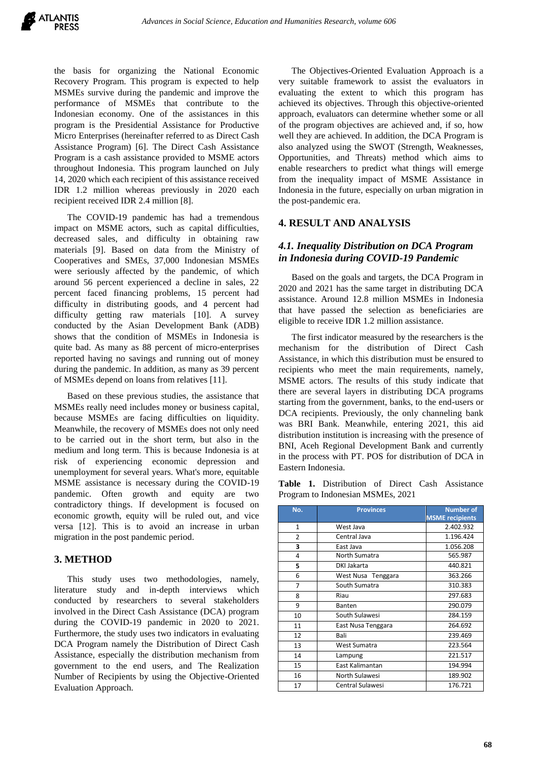the basis for organizing the National Economic Recovery Program. This program is expected to help MSMEs survive during the pandemic and improve the performance of MSMEs that contribute to the Indonesian economy. One of the assistances in this program is the Presidential Assistance for Productive Micro Enterprises (hereinafter referred to as Direct Cash Assistance Program) [6]. The Direct Cash Assistance Program is a cash assistance provided to MSME actors throughout Indonesia. This program launched on July 14, 2020 which each recipient of this assistance received IDR 1.2 million whereas previously in 2020 each recipient received IDR 2.4 million [8].

The COVID-19 pandemic has had a tremendous impact on MSME actors, such as capital difficulties, decreased sales, and difficulty in obtaining raw materials [9]. Based on data from the Ministry of Cooperatives and SMEs, 37,000 Indonesian MSMEs were seriously affected by the pandemic, of which around 56 percent experienced a decline in sales, 22 percent faced financing problems, 15 percent had difficulty in distributing goods, and 4 percent had difficulty getting raw materials [10]. A survey conducted by the Asian Development Bank (ADB) shows that the condition of MSMEs in Indonesia is quite bad. As many as 88 percent of micro-enterprises reported having no savings and running out of money during the pandemic. In addition, as many as 39 percent of MSMEs depend on loans from relatives [11].

Based on these previous studies, the assistance that MSMEs really need includes money or business capital, because MSMEs are facing difficulties on liquidity. Meanwhile, the recovery of MSMEs does not only need to be carried out in the short term, but also in the medium and long term. This is because Indonesia is at risk of experiencing economic depression and unemployment for several years. What's more, equitable MSME assistance is necessary during the COVID-19 pandemic. Often growth and equity are two contradictory things. If development is focused on economic growth, equity will be ruled out, and vice versa [12]. This is to avoid an increase in urban migration in the post pandemic period.

## 3. METHOD

This study uses two methodologies, namely, literature study and in-depth interviews which conducted by researchers to several stakeholders involved in the Direct Cash Assistance (DCA) program during the COVID-19 pandemic in 2020 to 2021. Furthermore, the study uses two indicators in evaluating DCA Program namely the Distribution of Direct Cash Assistance, especially the distribution mechanism from government to the end users, and The Realization Number of Recipients by using the Objective-Oriented Evaluation Approach.

The Objectives-Oriented Evaluation Approach is a very suitable framework to assist the evaluators in evaluating the extent to which this program has achieved its objectives. Through this objective-oriented approach, evaluators can determine whether some or all of the program objectives are achieved and, if so, how well they are achieved. In addition, the DCA Program is also analyzed using the SWOT (Strength, Weaknesses, Opportunities, and Threats) method which aims to enable researchers to predict what things will emerge from the inequality impact of MSME Assistance in Indonesia in the future, especially on urban migration in the post-pandemic era.

## 4. RESULT AND ANALYSIS

### *4.1. Inequality Distribution on DCA Program in Indonesia during COVID-19 Pandemic*

Based on the goals and targets, the DCA Program in 2020 and 2021 has the same target in distributing DCA assistance. Around 12.8 million MSMEs in Indonesia that have passed the selection as beneficiaries are eligible to receive IDR 1.2 million assistance.

The first indicator measured by the researchers is the mechanism for the distribution of Direct Cash Assistance, in which this distribution must be ensured to recipients who meet the main requirements, namely, MSME actors. The results of this study indicate that there are several layers in distributing DCA programs starting from the government, banks, to the end-users or DCA recipients. Previously, the only channeling bank was BRI Bank. Meanwhile, entering 2021, this aid distribution institution is increasing with the presence of BNI, Aceh Regional Development Bank and currently in the process with PT. POS for distribution of DCA in Eastern Indonesia.

**Table 1.** Distribution of Direct Cash Assistance Program to Indonesian MSMEs, 2021

| No. | Provinces | Number of MSME recipients |
|---|---|---|
| 1 | West Java | 2.402.932 |
| 2 | Central Java | 1.196.424 |
| 3 | East Java | 1.056.208 |
| 4 | North Sumatra | 565.987 |
| 5 | DKI Jakarta | 440.821 |
| 6 | West Nusa Tenggara | 363.266 |
| 7 | South Sumatra | 310.383 |
| 8 | Riau | 297.683 |
| 9 | Banten | 290.079 |
| 10 | South Sulawesi | 284.159 |
| 11 | East Nusa Tenggara | 264.692 |
| 12 | Bali | 239.469 |
| 13 | West Sumatra | 223.564 |
| 14 | Lampung | 221.517 |
| 15 | East Kalimantan | 194.994 |
| 16 | North Sulawesi | 189.902 |
| 17 | Central Sulawesi | 176.721 |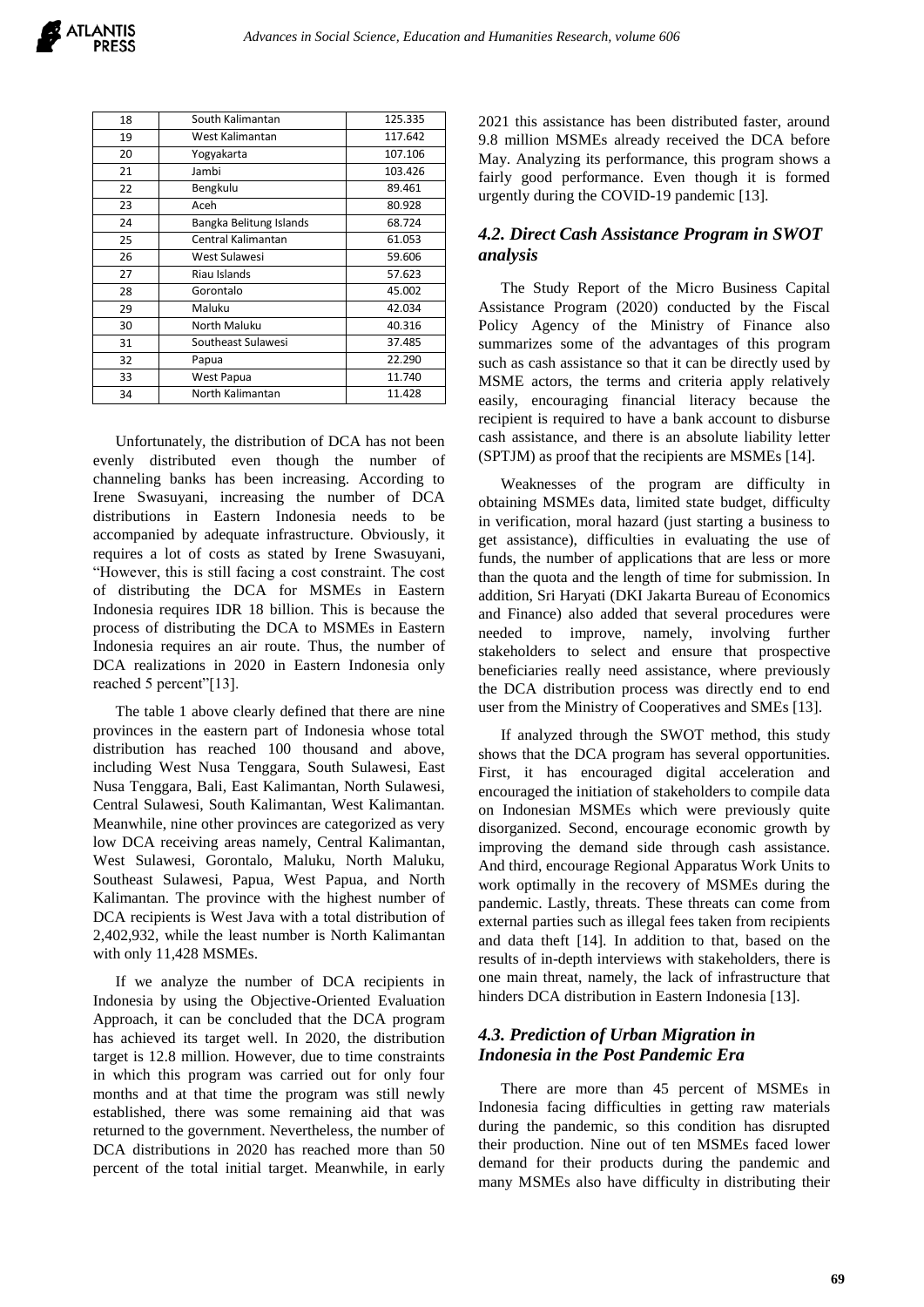| 18 | South Kalimantan | 125.335 |
|---|---|---|
| 19 | West Kalimantan | 117.642 |
| 20 | Yogyakarta | 107.106 |
| 21 | Jambi | 103.426 |
| 22 | Bengkulu | 89.461 |
| 23 | Aceh | 80.928 |
| 24 | Bangka Belitung Islands | 68.724 |
| 25 | Central Kalimantan | 61.053 |
| 26 | West Sulawesi | 59.606 |
| 27 | Riau Islands | 57.623 |
| 28 | Gorontalo | 45.002 |
| 29 | Maluku | 42.034 |
| 30 | North Maluku | 40.316 |
| 31 | Southeast Sulawesi | 37.485 |
| 32 | Papua | 22.290 |
| 33 | West Papua | 11.740 |
| 34 | North Kalimantan | 11.428 |

Unfortunately, the distribution of DCA has not been evenly distributed even though the number of channeling banks has been increasing. According to Irene Swasuyani, increasing the number of DCA distributions in Eastern Indonesia needs to be accompanied by adequate infrastructure. Obviously, it requires a lot of costs as stated by Irene Swasuyani, "However, this is still facing a cost constraint. The cost of distributing the DCA for MSMEs in Eastern Indonesia requires IDR 18 billion. This is because the process of distributing the DCA to MSMEs in Eastern Indonesia requires an air route. Thus, the number of DCA realizations in 2020 in Eastern Indonesia only reached 5 percent"[13].

The table 1 above clearly defined that there are nine provinces in the eastern part of Indonesia whose total distribution has reached 100 thousand and above, including West Nusa Tenggara, South Sulawesi, East Nusa Tenggara, Bali, East Kalimantan, North Sulawesi, Central Sulawesi, South Kalimantan, West Kalimantan. Meanwhile, nine other provinces are categorized as very low DCA receiving areas namely, Central Kalimantan, West Sulawesi, Gorontalo, Maluku, North Maluku, Southeast Sulawesi, Papua, West Papua, and North Kalimantan. The province with the highest number of DCA recipients is West Java with a total distribution of 2,402,932, while the least number is North Kalimantan with only 11,428 MSMEs.

If we analyze the number of DCA recipients in Indonesia by using the Objective-Oriented Evaluation Approach, it can be concluded that the DCA program has achieved its target well. In 2020, the distribution target is 12.8 million. However, due to time constraints in which this program was carried out for only four months and at that time the program was still newly established, there was some remaining aid that was returned to the government. Nevertheless, the number of DCA distributions in 2020 has reached more than 50 percent of the total initial target. Meanwhile, in early 2021 this assistance has been distributed faster, around 9.8 million MSMEs already received the DCA before May. Analyzing its performance, this program shows a fairly good performance. Even though it is formed urgently during the COVID-19 pandemic [13].

### *4.2. Direct Cash Assistance Program in SWOT analysis*

The Study Report of the Micro Business Capital Assistance Program (2020) conducted by the Fiscal Policy Agency of the Ministry of Finance also summarizes some of the advantages of this program such as cash assistance so that it can be directly used by MSME actors, the terms and criteria apply relatively easily, encouraging financial literacy because the recipient is required to have a bank account to disburse cash assistance, and there is an absolute liability letter (SPTJM) as proof that the recipients are MSMEs [14].

Weaknesses of the program are difficulty in obtaining MSMEs data, limited state budget, difficulty in verification, moral hazard (just starting a business to get assistance), difficulties in evaluating the use of funds, the number of applications that are less or more than the quota and the length of time for submission. In addition, Sri Haryati (DKI Jakarta Bureau of Economics and Finance) also added that several procedures were needed to improve, namely, involving further stakeholders to select and ensure that prospective beneficiaries really need assistance, where previously the DCA distribution process was directly end to end user from the Ministry of Cooperatives and SMEs [13].

If analyzed through the SWOT method, this study shows that the DCA program has several opportunities. First, it has encouraged digital acceleration and encouraged the initiation of stakeholders to compile data on Indonesian MSMEs which were previously quite disorganized. Second, encourage economic growth by improving the demand side through cash assistance. And third, encourage Regional Apparatus Work Units to work optimally in the recovery of MSMEs during the pandemic. Lastly, threats. These threats can come from external parties such as illegal fees taken from recipients and data theft [14]. In addition to that, based on the results of in-depth interviews with stakeholders, there is one main threat, namely, the lack of infrastructure that hinders DCA distribution in Eastern Indonesia [13].

### *4.3. Prediction of Urban Migration in Indonesia in the Post Pandemic Era*

There are more than 45 percent of MSMEs in Indonesia facing difficulties in getting raw materials during the pandemic, so this condition has disrupted their production. Nine out of ten MSMEs faced lower demand for their products during the pandemic and many MSMEs also have difficulty in distributing their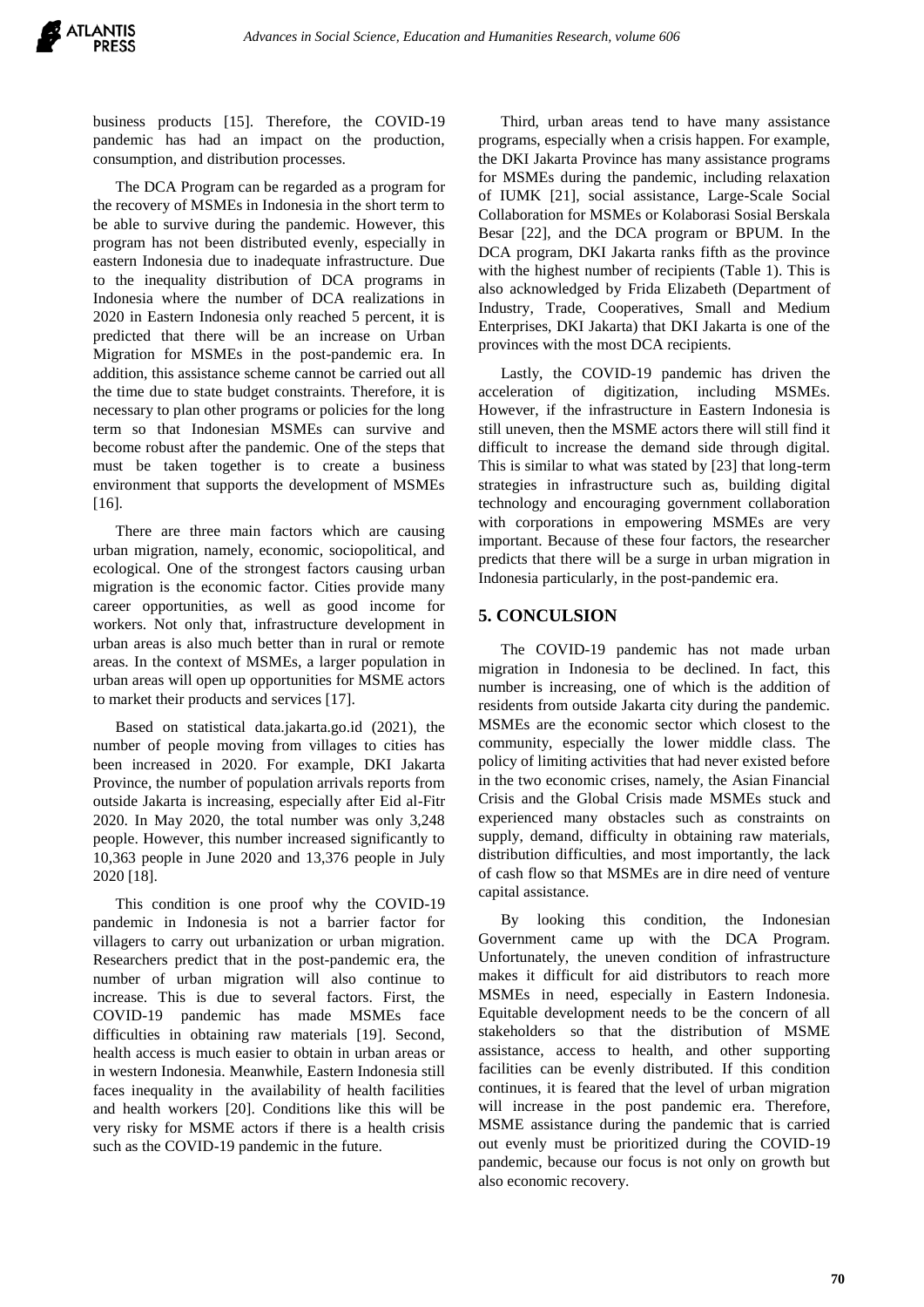business products [15]. Therefore, the COVID-19 pandemic has had an impact on the production, consumption, and distribution processes.

The DCA Program can be regarded as a program for the recovery of MSMEs in Indonesia in the short term to be able to survive during the pandemic. However, this program has not been distributed evenly, especially in eastern Indonesia due to inadequate infrastructure. Due to the inequality distribution of DCA programs in Indonesia where the number of DCA realizations in 2020 in Eastern Indonesia only reached 5 percent, it is predicted that there will be an increase on Urban Migration for MSMEs in the post-pandemic era. In addition, this assistance scheme cannot be carried out all the time due to state budget constraints. Therefore, it is necessary to plan other programs or policies for the long term so that Indonesian MSMEs can survive and become robust after the pandemic. One of the steps that must be taken together is to create a business environment that supports the development of MSMEs [16].

There are three main factors which are causing urban migration, namely, economic, sociopolitical, and ecological. One of the strongest factors causing urban migration is the economic factor. Cities provide many career opportunities, as well as good income for workers. Not only that, infrastructure development in urban areas is also much better than in rural or remote areas. In the context of MSMEs, a larger population in urban areas will open up opportunities for MSME actors to market their products and services [17].

Based on statistical data.jakarta.go.id (2021), the number of people moving from villages to cities has been increased in 2020. For example, DKI Jakarta Province, the number of population arrivals reports from outside Jakarta is increasing, especially after Eid al-Fitr 2020. In May 2020, the total number was only 3,248 people. However, this number increased significantly to 10,363 people in June 2020 and 13,376 people in July 2020 [18].

This condition is one proof why the COVID-19 pandemic in Indonesia is not a barrier factor for villagers to carry out urbanization or urban migration. Researchers predict that in the post-pandemic era, the number of urban migration will also continue to increase. This is due to several factors. First, the COVID-19 pandemic has made MSMEs face difficulties in obtaining raw materials [19]. Second, health access is much easier to obtain in urban areas or in western Indonesia. Meanwhile, Eastern Indonesia still faces inequality in the availability of health facilities and health workers [20]. Conditions like this will be very risky for MSME actors if there is a health crisis such as the COVID-19 pandemic in the future.

Third, urban areas tend to have many assistance programs, especially when a crisis happen. For example, the DKI Jakarta Province has many assistance programs for MSMEs during the pandemic, including relaxation of IUMK [21], social assistance, Large-Scale Social Collaboration for MSMEs or Kolaborasi Sosial Berskala Besar [22], and the DCA program or BPUM. In the DCA program, DKI Jakarta ranks fifth as the province with the highest number of recipients (Table 1). This is also acknowledged by Frida Elizabeth (Department of Industry, Trade, Cooperatives, Small and Medium Enterprises, DKI Jakarta) that DKI Jakarta is one of the provinces with the most DCA recipients.

Lastly, the COVID-19 pandemic has driven the acceleration of digitization, including MSMEs. However, if the infrastructure in Eastern Indonesia is still uneven, then the MSME actors there will still find it difficult to increase the demand side through digital. This is similar to what was stated by [23] that long-term strategies in infrastructure such as, building digital technology and encouraging government collaboration with corporations in empowering MSMEs are very important. Because of these four factors, the researcher predicts that there will be a surge in urban migration in Indonesia particularly, in the post-pandemic era.

## 5. CONCULSION

The COVID-19 pandemic has not made urban migration in Indonesia to be declined. In fact, this number is increasing, one of which is the addition of residents from outside Jakarta city during the pandemic. MSMEs are the economic sector which closest to the community, especially the lower middle class. The policy of limiting activities that had never existed before in the two economic crises, namely, the Asian Financial Crisis and the Global Crisis made MSMEs stuck and experienced many obstacles such as constraints on supply, demand, difficulty in obtaining raw materials, distribution difficulties, and most importantly, the lack of cash flow so that MSMEs are in dire need of venture capital assistance.

By looking this condition, the Indonesian Government came up with the DCA Program. Unfortunately, the uneven condition of infrastructure makes it difficult for aid distributors to reach more MSMEs in need, especially in Eastern Indonesia. Equitable development needs to be the concern of all stakeholders so that the distribution of MSME assistance, access to health, and other supporting facilities can be evenly distributed. If this condition continues, it is feared that the level of urban migration will increase in the post pandemic era. Therefore, MSME assistance during the pandemic that is carried out evenly must be prioritized during the COVID-19 pandemic, because our focus is not only on growth but also economic recovery.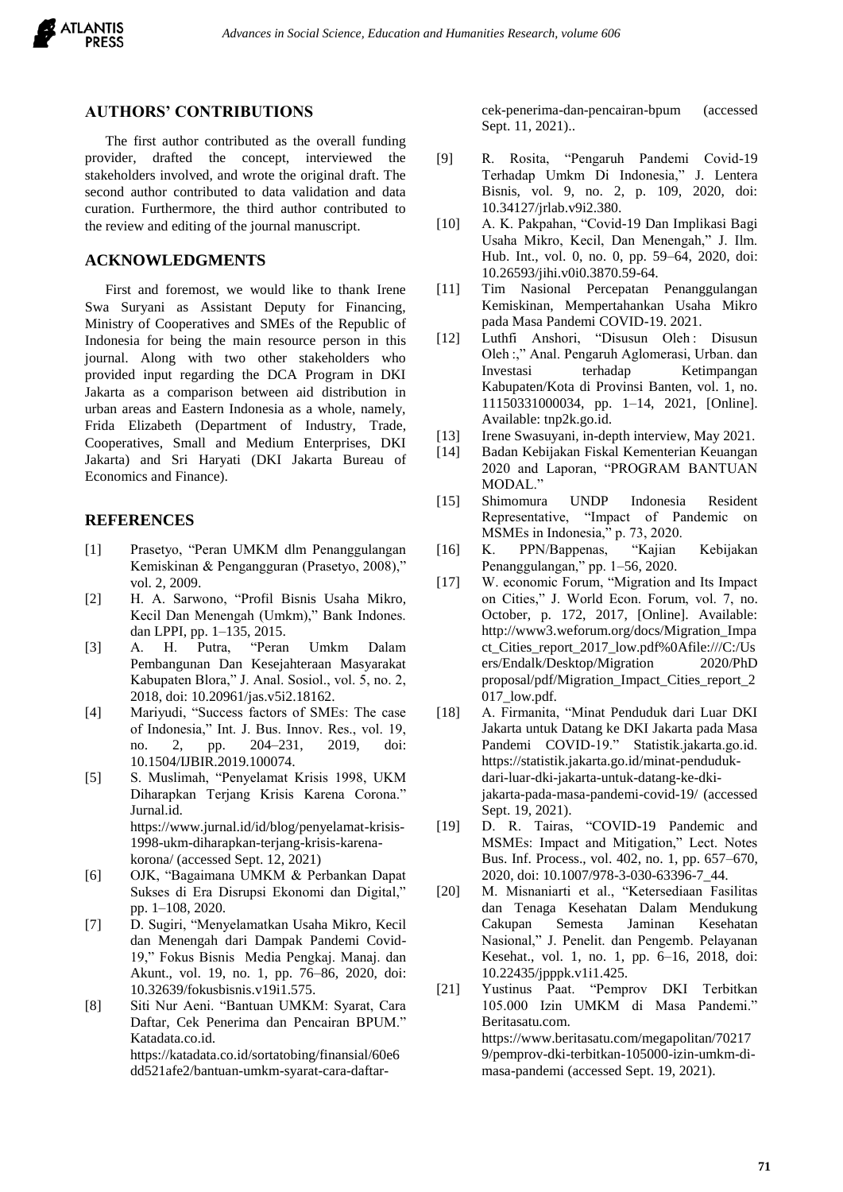## AUTHORS' CONTRIBUTIONS

The first author contributed as the overall funding provider, drafted the concept, interviewed the stakeholders involved, and wrote the original draft. The second author contributed to data validation and data curation. Furthermore, the third author contributed to the review and editing of the journal manuscript.

## ACKNOWLEDGMENTS

First and foremost, we would like to thank Irene Swa Suryani as Assistant Deputy for Financing, Ministry of Cooperatives and SMEs of the Republic of Indonesia for being the main resource person in this journal. Along with two other stakeholders who provided input regarding the DCA Program in DKI Jakarta as a comparison between aid distribution in urban areas and Eastern Indonesia as a whole, namely, Frida Elizabeth (Department of Industry, Trade, Cooperatives, Small and Medium Enterprises, DKI Jakarta) and Sri Haryati (DKI Jakarta Bureau of Economics and Finance).

## REFERENCES

[1] Prasetyo, "Peran UMKM dlm Penanggulangan Kemiskinan & Pengangguran (Prasetyo, 2008)," vol. 2, 2009.

[2] H. A. Sarwono, "Profil Bisnis Usaha Mikro, Kecil Dan Menengah (Umkm)," Bank Indones. dan LPPI, pp. 1–135, 2015.

[3] A. H. Putra, "Peran Umkm Dalam Pembangunan Dan Kesejahteraan Masyarakat Kabupaten Blora," J. Anal. Sosiol., vol. 5, no. 2, 2018, doi: 10.20961/jas.v5i2.18162.

[4] Mariyudi, "Success factors of SMEs: The case of Indonesia," Int. J. Bus. Innov. Res., vol. 19, no. 2, pp. 204–231, 2019, doi: 10.1504/IJBIR.2019.100074.

[5] S. Muslimah, "Penyelamat Krisis 1998, UKM Diharapkan Terjang Krisis Karena Corona." Jurnal.id. https://www.jurnal.id/id/blog/penyelamat-krisis-1998-ukm-diharapkan-terjang-krisis-karena-korona/ (accessed Sept. 12, 2021)

[6] OJK, "Bagaimana UMKM & Perbankan Dapat Sukses di Era Disrupsi Ekonomi dan Digital," pp. 1–108, 2020.

[7] D. Sugiri, "Menyelamatkan Usaha Mikro, Kecil dan Menengah dari Dampak Pandemi Covid-19," Fokus Bisnis Media Pengkaj. Manaj. dan Akunt., vol. 19, no. 1, pp. 76–86, 2020, doi: 10.32639/fokusbisnis.v19i1.575.

[8] Siti Nur Aeni. "Bantuan UMKM: Syarat, Cara Daftar, Cek Penerima dan Pencairan BPUM." Katadata.co.id. https://katadata.co.id/sortatobing/finansial/60e6dd521afe2/bantuan-umkm-syarat-cara-daftar-cek-penerima-dan-pencairan-bpum (accessed Sept. 11, 2021)..

[9] R. Rosita, "Pengaruh Pandemi Covid-19 Terhadap Umkm Di Indonesia," J. Lentera Bisnis, vol. 9, no. 2, p. 109, 2020, doi: 10.34127/jrlab.v9i2.380.

[10] A. K. Pakpahan, "Covid-19 Dan Implikasi Bagi Usaha Mikro, Kecil, Dan Menengah," J. Ilm. Hub. Int., vol. 0, no. 0, pp. 59–64, 2020, doi: 10.26593/jihi.v0i0.3870.59-64.

[11] Tim Nasional Percepatan Penanggulangan Kemiskinan, Mempertahankan Usaha Mikro pada Masa Pandemi COVID-19. 2021.

[12] Luthfi Anshori, "Disusun Oleh : Disusun Oleh :," Anal. Pengaruh Aglomerasi, Urban. dan Investasi terhadap Ketimpangan Kabupaten/Kota di Provinsi Banten, vol. 1, no. 11150331000034, pp. 1–14, 2021, [Online]. Available: tnp2k.go.id.

[13] Irene Swasuyani, in-depth interview, May 2021.

[14] Badan Kebijakan Fiskal Kementerian Keuangan 2020 dan Laporan, "PROGRAM BANTUAN MODAL."

[15] Shimomura UNDP Indonesia Resident Representative, "Impact of Pandemic on MSMEs in Indonesia," p. 73, 2020.

[16] K. PPN/Bappenas, "Kajian Kebijakan Penanggulangan," pp. 1–56, 2020.

[17] W. economic Forum, "Migration and Its Impact on Cities," J. World Econ. Forum, vol. 7, no. October, p. 172, 2017, [Online]. Available: http://www3.weforum.org/docs/Migration_Impact_Cities_report_2017_low.pdf%0Afile:///C:/Users/Endalk/Desktop/Migration 2020/PhD proposal/pdf/Migration_Impact_Cities_report_2017_low.pdf.

[18] A. Firmanita, "Minat Penduduk dari Luar DKI Jakarta untuk Datang ke DKI Jakarta pada Masa Pandemi COVID-19." Statistik.jakarta.go.id. https://statistik.jakarta.go.id/minat-penduduk-dari-luar-dki-jakarta-untuk-datang-ke-dki-jakarta-pada-masa-pandemi-covid-19/ (accessed Sept. 19, 2021).

[19] D. R. Tairas, "COVID-19 Pandemic and MSMEs: Impact and Mitigation," Lect. Notes Bus. Inf. Process., vol. 402, no. 1, pp. 657–670, 2020, doi: 10.1007/978-3-030-63396-7_44.

[20] M. Misnaniarti et al., "Ketersediaan Fasilitas dan Tenaga Kesehatan Dalam Mendukung Cakupan Semesta Jaminan Kesehatan Nasional," J. Penelit. dan Pengemb. Pelayanan Kesehat., vol. 1, no. 1, pp. 6–16, 2018, doi: 10.22435/jpppk.v1i1.425.

[21] Yustinus Paat. "Pemprov DKI Terbitkan 105.000 Izin UMKM di Masa Pandemi." Beritasatu.com. https://www.beritasatu.com/megapolitan/702179/pemprov-dki-terbitkan-105000-izin-umkm-di-masa-pandemi (accessed Sept. 19, 2021).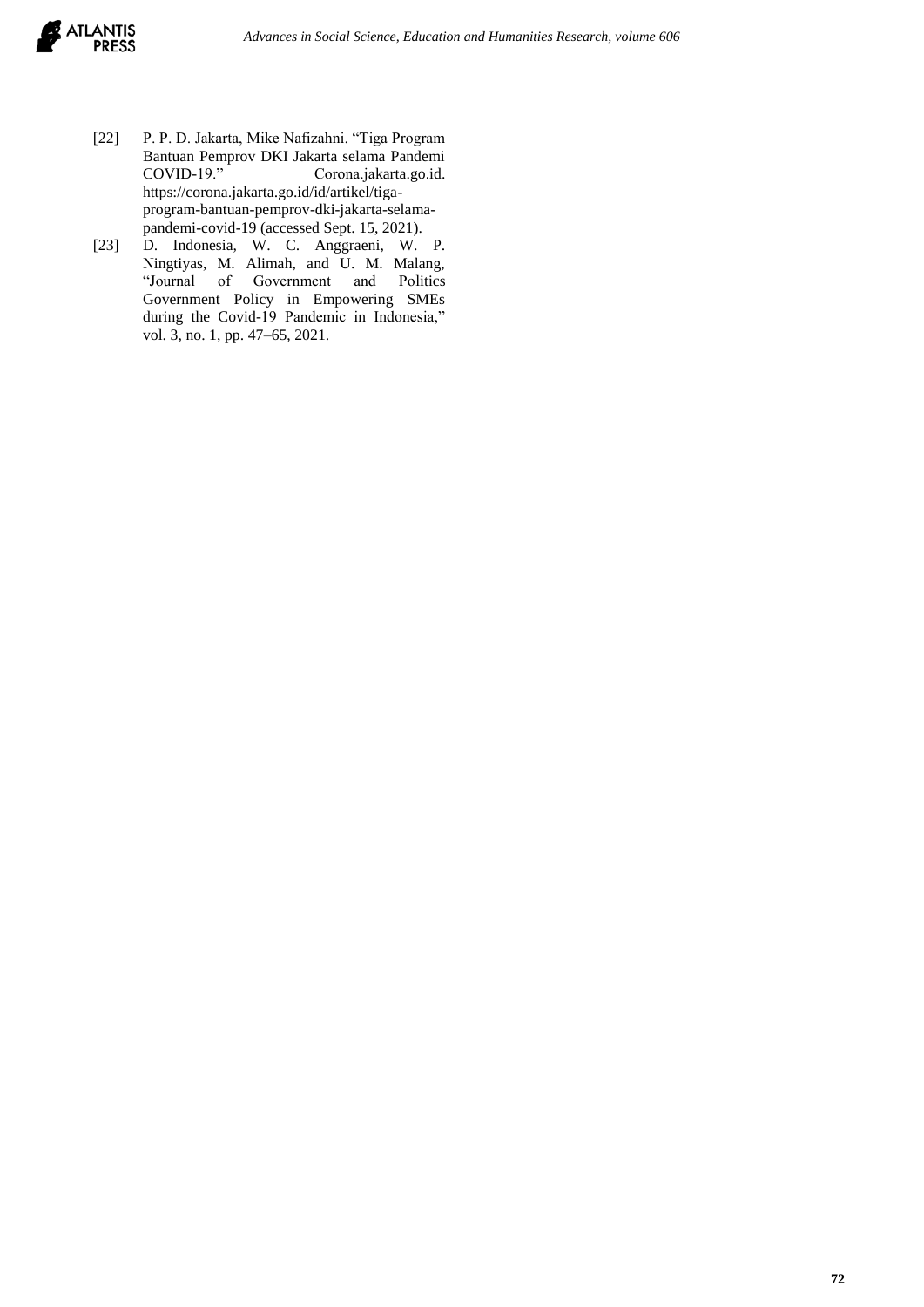[22] P. P. D. Jakarta, Mike Nafizahni. "Tiga Program Bantuan Pemprov DKI Jakarta selama Pandemi COVID-19." Corona.jakarta.go.id. https://corona.jakarta.go.id/id/artikel/tiga-program-bantuan-pemprov-dki-jakarta-selama-pandemi-covid-19 (accessed Sept. 15, 2021).

[23] D. Indonesia, W. C. Anggraeni, W. P. Ningtiyas, M. Alimah, and U. M. Malang, "Journal of Government and Politics Government Policy in Empowering SMEs during the Covid-19 Pandemic in Indonesia," vol. 3, no. 1, pp. 47–65, 2021.